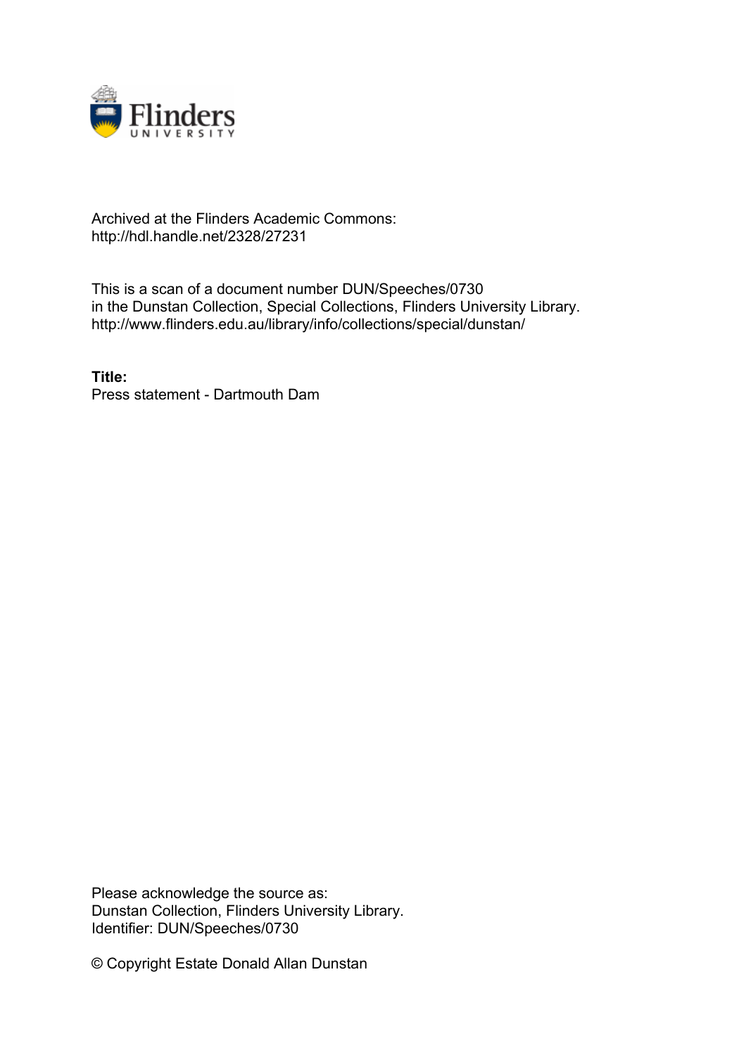Archived at the Flinders Academic Commons:
http://hdl.handle.net/2328/27231

This is a scan of a document number DUN/Speeches/0730
in the Dunstan Collection, Special Collections, Flinders University Library.
http://www.flinders.edu.au/library/info/collections/special/dunstan/

**Title:**
Press statement - Dartmouth Dam

Please acknowledge the source as:
Dunstan Collection, Flinders University Library.
Identifier: DUN/Speeches/0730

© Copyright Estate Donald Allan Dunstan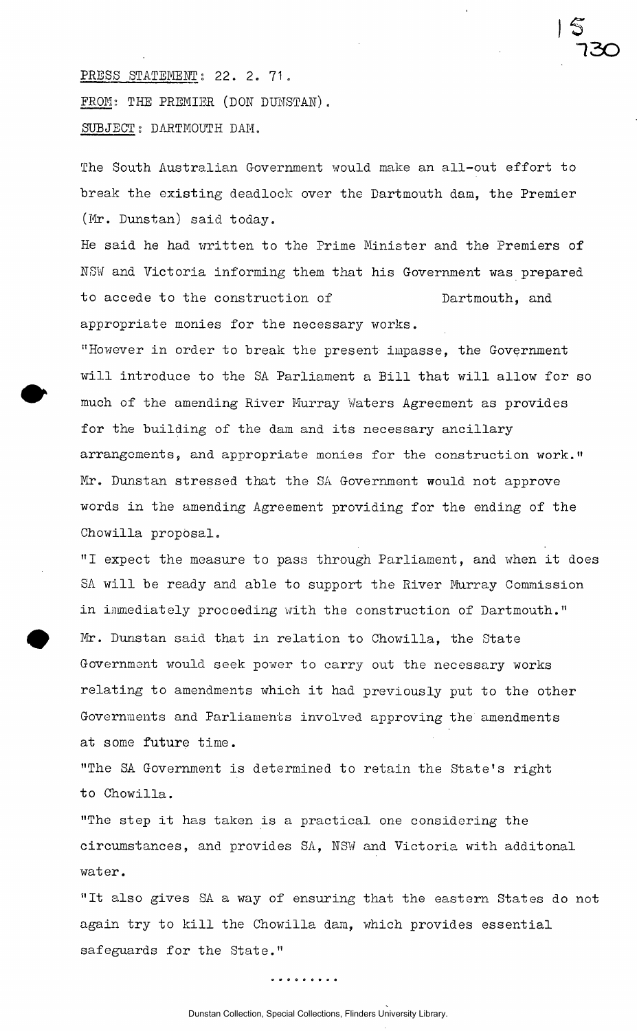PRESS STATEMENT: 22. 2. 71.

FROM: THE PREMIER (DON DUNSTAN).

SUBJECT: DARTMOUTH DAM.

The South Australian Government would make an all-out effort to break the existing deadlock over the Dartmouth dam, the Premier (Mr. Dunstan) said today.

He said he had written to the Prime Minister and the Premiers of NSW and Victoria informing them that his Government was prepared to accede to the construction of Dartmouth, and appropriate monies for the necessary works.

"However in order to break the present impasse, the Government will introduce to the SA Parliament a Bill that will allow for so much of the amending River Murray Waters Agreement as provides for the building of the dam and its necessary ancillary arrangements, and appropriate monies for the construction work."

Mr. Dunstan stressed that the SA Government would not approve words in the amending Agreement providing for the ending of the Chowilla proposal.

"I expect the measure to pass through Parliament, and when it does SA will be ready and able to support the River Murray Commission in immediately proceeding with the construction of Dartmouth."

Mr. Dunstan said that in relation to Chowilla, the State Government would seek power to carry out the necessary works relating to amendments which it had previously put to the other Governments and Parliaments involved approving the amendments at some future time.

"The SA Government is determined to retain the State's right to Chowilla.

"The step it has taken is a practical one considering the circumstances, and provides SA, NSW and Victoria with additonal water.

"It also gives SA a way of ensuring that the eastern States do not again try to kill the Chowilla dam, which provides essential safeguards for the State."

.........